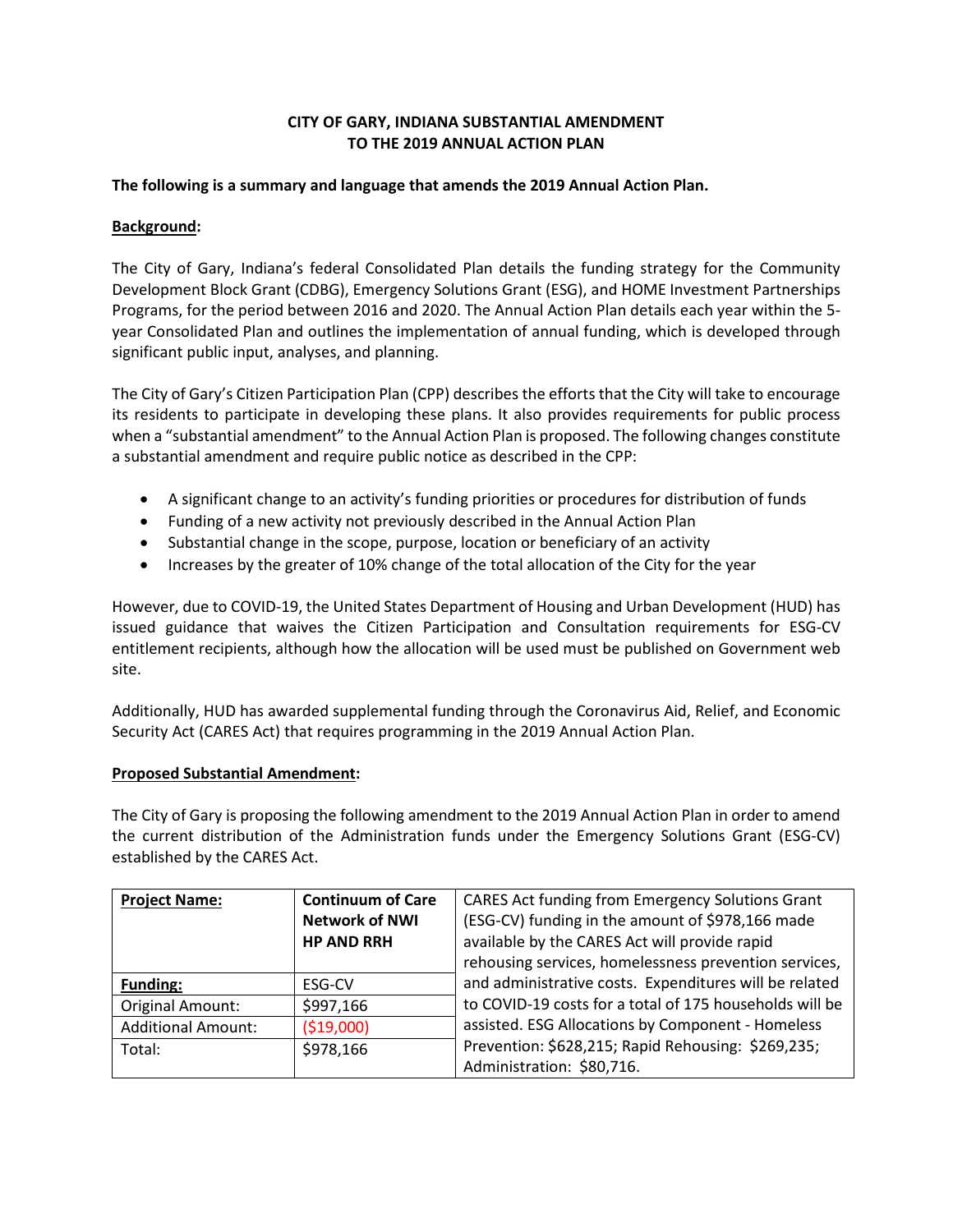# CITY OF GARY, INDIANA SUBSTANTIAL AMENDMENT TO THE 2019 ANNUAL ACTION PLAN

**The following is a summary and language that amends the 2019 Annual Action Plan.**

**Background:**

The City of Gary, Indiana's federal Consolidated Plan details the funding strategy for the Community Development Block Grant (CDBG), Emergency Solutions Grant (ESG), and HOME Investment Partnerships Programs, for the period between 2016 and 2020. The Annual Action Plan details each year within the 5-year Consolidated Plan and outlines the implementation of annual funding, which is developed through significant public input, analyses, and planning.

The City of Gary's Citizen Participation Plan (CPP) describes the efforts that the City will take to encourage its residents to participate in developing these plans. It also provides requirements for public process when a "substantial amendment" to the Annual Action Plan is proposed. The following changes constitute a substantial amendment and require public notice as described in the CPP:

- A significant change to an activity's funding priorities or procedures for distribution of funds
- Funding of a new activity not previously described in the Annual Action Plan
- Substantial change in the scope, purpose, location or beneficiary of an activity
- Increases by the greater of 10% change of the total allocation of the City for the year

However, due to COVID-19, the United States Department of Housing and Urban Development (HUD) has issued guidance that waives the Citizen Participation and Consultation requirements for ESG-CV entitlement recipients, although how the allocation will be used must be published on Government web site.

Additionally, HUD has awarded supplemental funding through the Coronavirus Aid, Relief, and Economic Security Act (CARES Act) that requires programming in the 2019 Annual Action Plan.

**Proposed Substantial Amendment:**

The City of Gary is proposing the following amendment to the 2019 Annual Action Plan in order to amend the current distribution of the Administration funds under the Emergency Solutions Grant (ESG-CV) established by the CARES Act.

| **Project Name:** | **Continuum of Care Network of NWI HP AND RRH** | CARES Act funding from Emergency Solutions Grant (ESG-CV) funding in the amount of $978,166 made available by the CARES Act will provide rapid rehousing services, homelessness prevention services, and administrative costs. Expenditures will be related to COVID-19 costs for a total of 175 households will be assisted. ESG Allocations by Component - Homeless Prevention: $628,215; Rapid Rehousing: $269,235; Administration: $80,716. |
|---|---|---|
| **Funding:** | ESG-CV | |
| Original Amount: | $997,166 | |
| Additional Amount: | ($19,000) | |
| Total: | $978,166 | |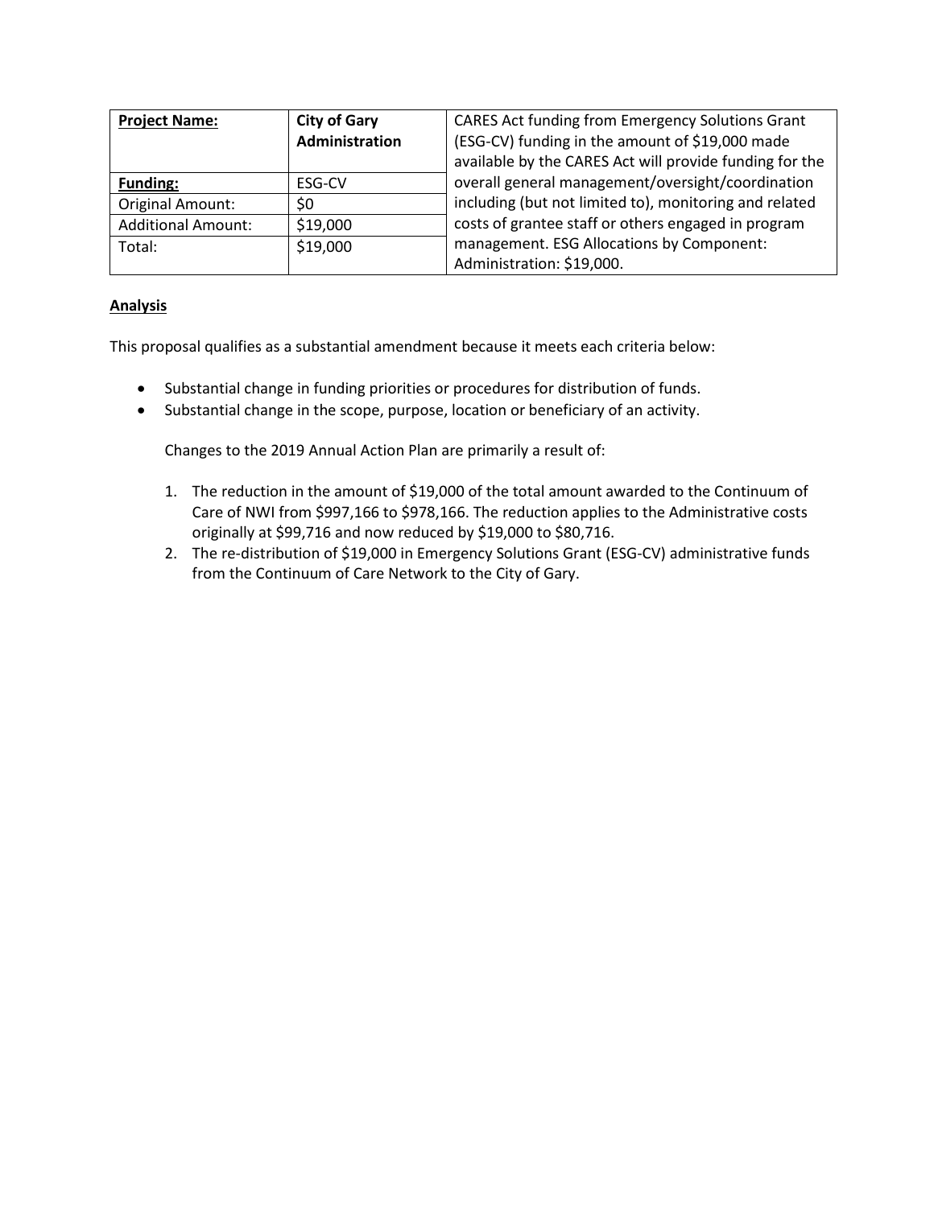| **Project Name:** | **City of Gary Administration** | CARES Act funding from Emergency Solutions Grant (ESG-CV) funding in the amount of $19,000 made available by the CARES Act will provide funding for the overall general management/oversight/coordination including (but not limited to), monitoring and related costs of grantee staff or others engaged in program management. ESG Allocations by Component: Administration: $19,000. |
|---|---|---|
| **Funding:** | ESG-CV | |
| Original Amount: | $0 | |
| Additional Amount: | $19,000 | |
| Total: | $19,000 | |

**Analysis**

This proposal qualifies as a substantial amendment because it meets each criteria below:

- Substantial change in funding priorities or procedures for distribution of funds.
- Substantial change in the scope, purpose, location or beneficiary of an activity.

  Changes to the 2019 Annual Action Plan are primarily a result of:

  1. The reduction in the amount of $19,000 of the total amount awarded to the Continuum of Care of NWI from $997,166 to $978,166. The reduction applies to the Administrative costs originally at $99,716 and now reduced by $19,000 to $80,716.
  2. The re-distribution of $19,000 in Emergency Solutions Grant (ESG-CV) administrative funds from the Continuum of Care Network to the City of Gary.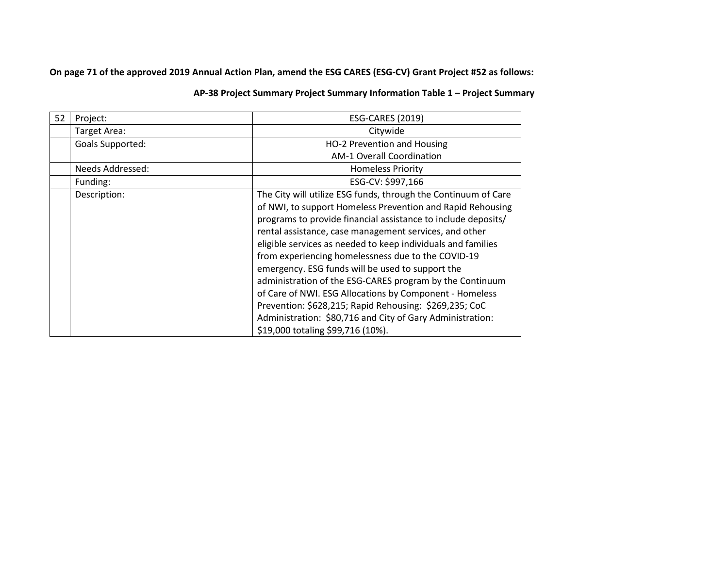**On page 71 of the approved 2019 Annual Action Plan, amend the ESG CARES (ESG-CV) Grant Project #52 as follows:**

**AP-38 Project Summary Project Summary Information Table 1 – Project Summary**

| | | |
|---|---|---|
| 52 | Project: | ESG-CARES (2019) |
| | Target Area: | Citywide |
| | Goals Supported: | HO-2 Prevention and Housing<br>AM-1 Overall Coordination |
| | Needs Addressed: | Homeless Priority |
| | Funding: | ESG-CV: $997,166 |
| | Description: | The City will utilize ESG funds, through the Continuum of Care of NWI, to support Homeless Prevention and Rapid Rehousing programs to provide financial assistance to include deposits/ rental assistance, case management services, and other eligible services as needed to keep individuals and families from experiencing homelessness due to the COVID-19 emergency. ESG funds will be used to support the administration of the ESG-CARES program by the Continuum of Care of NWI. ESG Allocations by Component - Homeless Prevention: $628,215; Rapid Rehousing: $269,235; CoC Administration: $80,716 and City of Gary Administration: $19,000 totaling $99,716 (10%). |